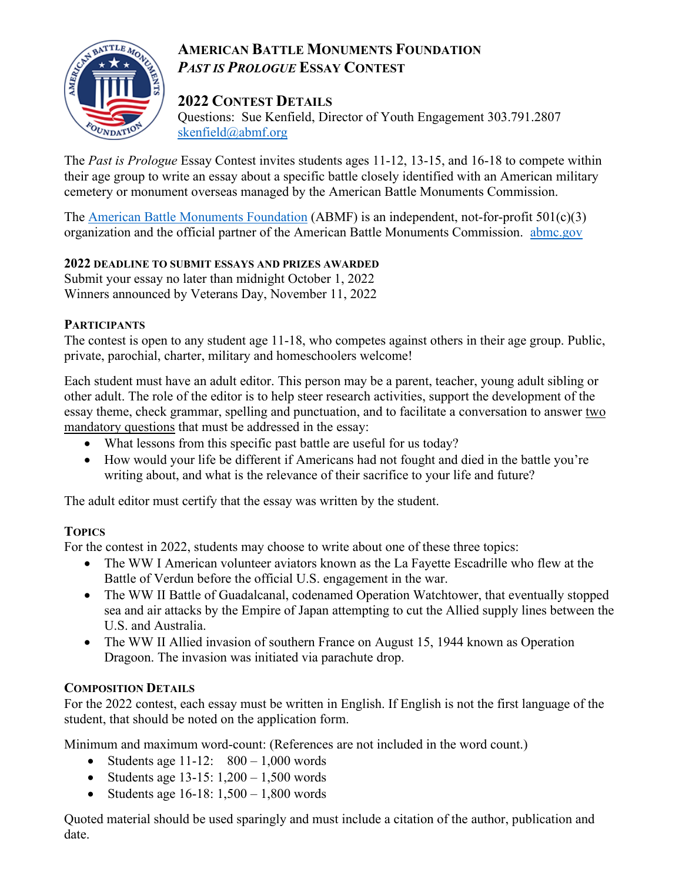# American Battle Monuments Foundation
## *Past is Prologue* Essay Contest

## 2022 Contest Details

Questions: Sue Kenfield, Director of Youth Engagement 303.791.2807
skenfield@abmf.org

The *Past is Prologue* Essay Contest invites students ages 11-12, 13-15, and 16-18 to compete within their age group to write an essay about a specific battle closely identified with an American military cemetery or monument overseas managed by the American Battle Monuments Commission.

The American Battle Monuments Foundation (ABMF) is an independent, not-for-profit 501(c)(3) organization and the official partner of the American Battle Monuments Commission. abmc.gov

### 2022 Deadline to Submit Essays and Prizes Awarded

Submit your essay no later than midnight October 1, 2022
Winners announced by Veterans Day, November 11, 2022

### Participants

The contest is open to any student age 11-18, who competes against others in their age group. Public, private, parochial, charter, military and homeschoolers welcome!

Each student must have an adult editor. This person may be a parent, teacher, young adult sibling or other adult. The role of the editor is to help steer research activities, support the development of the essay theme, check grammar, spelling and punctuation, and to facilitate a conversation to answer two mandatory questions that must be addressed in the essay:

- What lessons from this specific past battle are useful for us today?
- How would your life be different if Americans had not fought and died in the battle you're writing about, and what is the relevance of their sacrifice to your life and future?

The adult editor must certify that the essay was written by the student.

### Topics

For the contest in 2022, students may choose to write about one of these three topics:

- The WW I American volunteer aviators known as the La Fayette Escadrille who flew at the Battle of Verdun before the official U.S. engagement in the war.
- The WW II Battle of Guadalcanal, codenamed Operation Watchtower, that eventually stopped sea and air attacks by the Empire of Japan attempting to cut the Allied supply lines between the U.S. and Australia.
- The WW II Allied invasion of southern France on August 15, 1944 known as Operation Dragoon. The invasion was initiated via parachute drop.

### Composition Details

For the 2022 contest, each essay must be written in English. If English is not the first language of the student, that should be noted on the application form.

Minimum and maximum word-count: (References are not included in the word count.)

- Students age 11-12: 800 – 1,000 words
- Students age 13-15: 1,200 – 1,500 words
- Students age 16-18: 1,500 – 1,800 words

Quoted material should be used sparingly and must include a citation of the author, publication and date.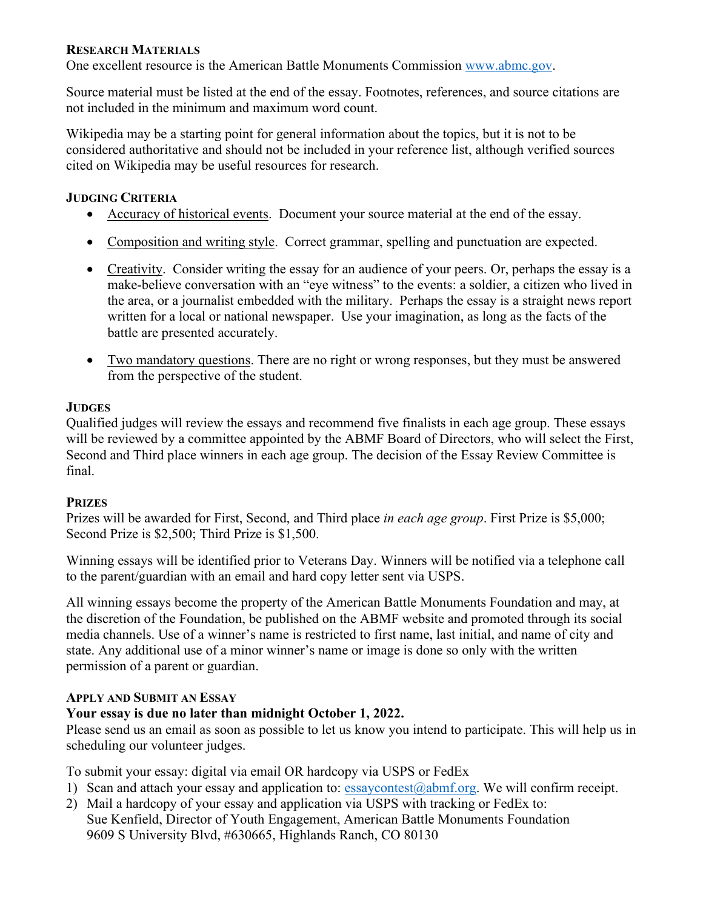### Research Materials

One excellent resource is the American Battle Monuments Commission [www.abmc.gov](http://www.abmc.gov).

Source material must be listed at the end of the essay. Footnotes, references, and source citations are not included in the minimum and maximum word count.

Wikipedia may be a starting point for general information about the topics, but it is not to be considered authoritative and should not be included in your reference list, although verified sources cited on Wikipedia may be useful resources for research.

### Judging Criteria

- Accuracy of historical events. Document your source material at the end of the essay.
- Composition and writing style. Correct grammar, spelling and punctuation are expected.
- Creativity. Consider writing the essay for an audience of your peers. Or, perhaps the essay is a make-believe conversation with an "eye witness" to the events: a soldier, a citizen who lived in the area, or a journalist embedded with the military. Perhaps the essay is a straight news report written for a local or national newspaper. Use your imagination, as long as the facts of the battle are presented accurately.
- Two mandatory questions. There are no right or wrong responses, but they must be answered from the perspective of the student.

### Judges

Qualified judges will review the essays and recommend five finalists in each age group. These essays will be reviewed by a committee appointed by the ABMF Board of Directors, who will select the First, Second and Third place winners in each age group. The decision of the Essay Review Committee is final.

### Prizes

Prizes will be awarded for First, Second, and Third place *in each age group*. First Prize is $5,000; Second Prize is $2,500; Third Prize is $1,500.

Winning essays will be identified prior to Veterans Day. Winners will be notified via a telephone call to the parent/guardian with an email and hard copy letter sent via USPS.

All winning essays become the property of the American Battle Monuments Foundation and may, at the discretion of the Foundation, be published on the ABMF website and promoted through its social media channels. Use of a winner's name is restricted to first name, last initial, and name of city and state. Any additional use of a minor winner's name or image is done so only with the written permission of a parent or guardian.

### Apply and Submit an Essay

**Your essay is due no later than midnight October 1, 2022.**

Please send us an email as soon as possible to let us know you intend to participate. This will help us in scheduling our volunteer judges.

To submit your essay: digital via email OR hardcopy via USPS or FedEx

1) Scan and attach your essay and application to: [essaycontest@abmf.org](mailto:essaycontest@abmf.org). We will confirm receipt.
2) Mail a hardcopy of your essay and application via USPS with tracking or FedEx to:
   Sue Kenfield, Director of Youth Engagement, American Battle Monuments Foundation
   9609 S University Blvd, #630665, Highlands Ranch, CO 80130